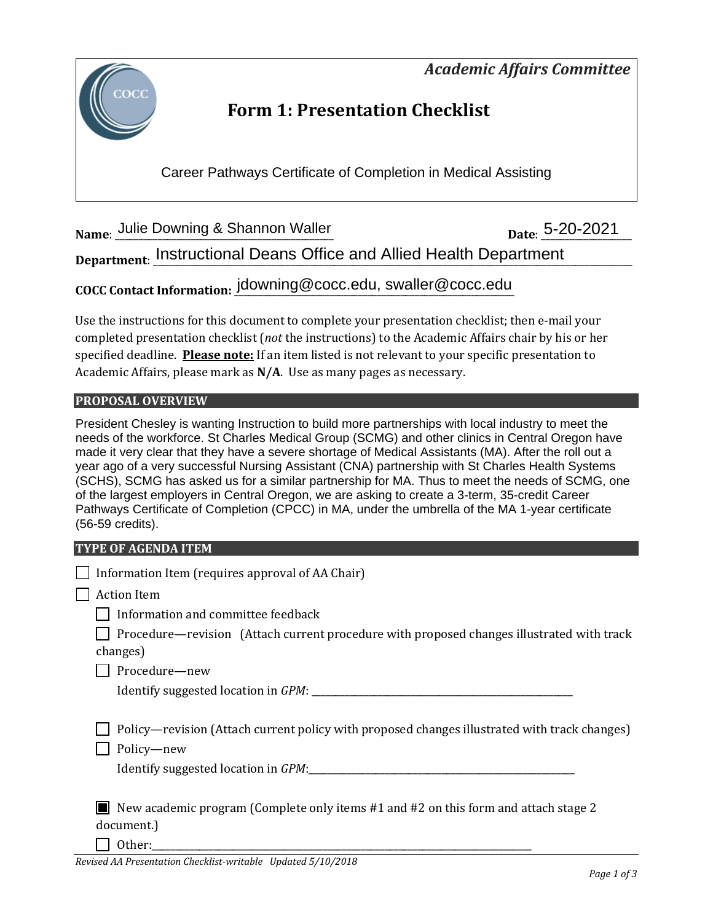*Academic Affairs Committee*

# Form 1: Presentation Checklist

Career Pathways Certificate of Completion in Medical Assisting

**Name**: Julie Downing & Shannon Waller

**Date**: 5-20-2021

**Department**: Instructional Deans Office and Allied Health Department

**COCC Contact Information:** jdowning@cocc.edu, swaller@cocc.edu

Use the instructions for this document to complete your presentation checklist; then e-mail your completed presentation checklist (*not* the instructions) to the Academic Affairs chair by his or her specified deadline. **Please note:** If an item listed is not relevant to your specific presentation to Academic Affairs, please mark as **N/A**. Use as many pages as necessary.

## PROPOSAL OVERVIEW

President Chesley is wanting Instruction to build more partnerships with local industry to meet the needs of the workforce. St Charles Medical Group (SCMG) and other clinics in Central Oregon have made it very clear that they have a severe shortage of Medical Assistants (MA). After the roll out a year ago of a very successful Nursing Assistant (CNA) partnership with St Charles Health Systems (SCHS), SCMG has asked us for a similar partnership for MA. Thus to meet the needs of SCMG, one of the largest employers in Central Oregon, we are asking to create a 3-term, 35-credit Career Pathways Certificate of Completion (CPCC) in MA, under the umbrella of the MA 1-year certificate (56-59 credits).

## TYPE OF AGENDA ITEM

- ☐ Information Item (requires approval of AA Chair)
- ☐ Action Item
  - ☐ Information and committee feedback
  - ☐ Procedure—revision (Attach current procedure with proposed changes illustrated with track changes)
  - ☐ Procedure—new
    Identify suggested location in *GPM*: ____________
  - ☐ Policy—revision (Attach current policy with proposed changes illustrated with track changes)
  - ☐ Policy—new
    Identify suggested location in *GPM*: ____________
  - ■ New academic program (Complete only items #1 and #2 on this form and attach stage 2 document.)
  - ☐ Other: ____________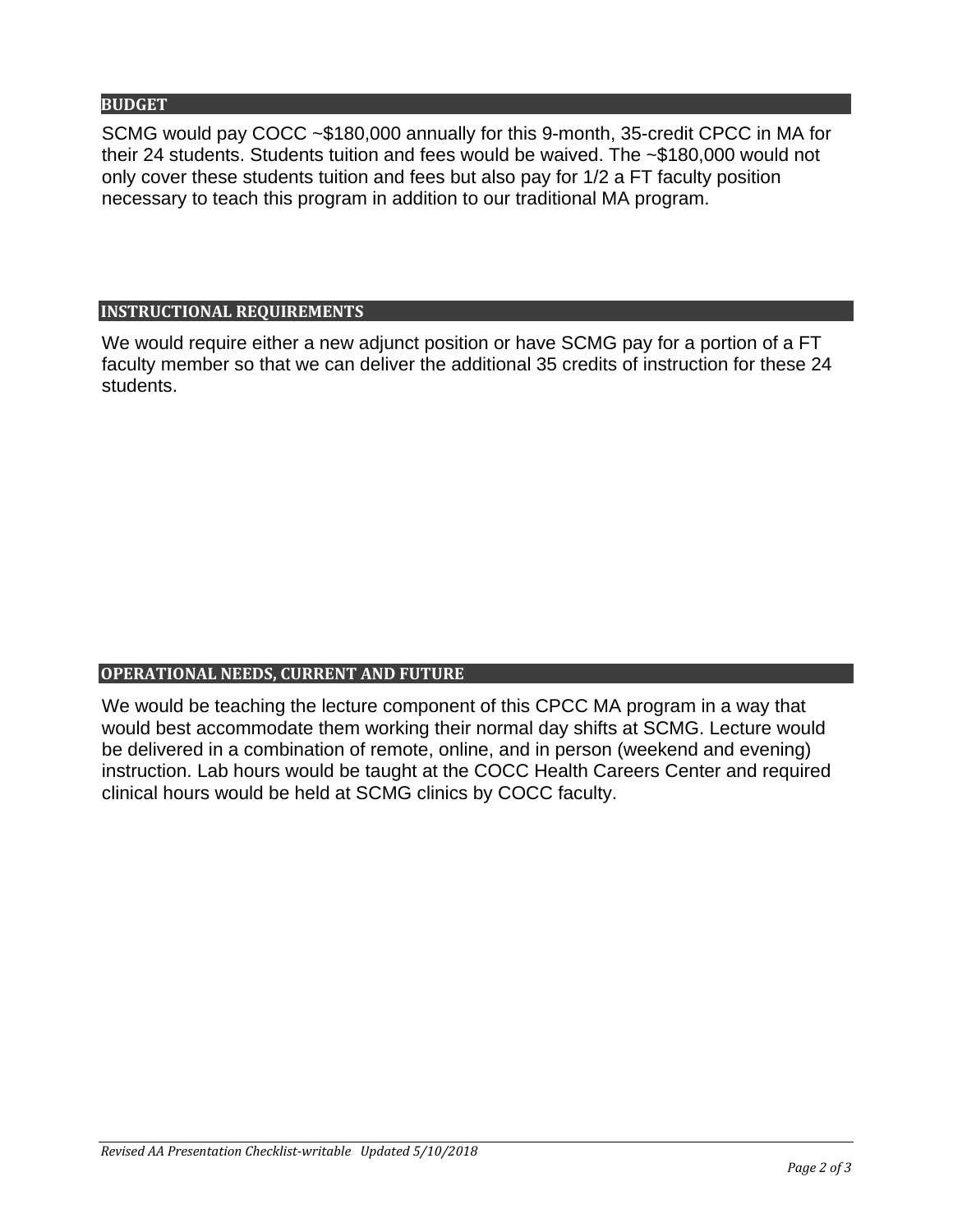## BUDGET

SCMG would pay COCC ~$180,000 annually for this 9-month, 35-credit CPCC in MA for their 24 students. Students tuition and fees would be waived. The ~$180,000 would not only cover these students tuition and fees but also pay for 1/2 a FT faculty position necessary to teach this program in addition to our traditional MA program.

## INSTRUCTIONAL REQUIREMENTS

We would require either a new adjunct position or have SCMG pay for a portion of a FT faculty member so that we can deliver the additional 35 credits of instruction for these 24 students.

## OPERATIONAL NEEDS, CURRENT AND FUTURE

We would be teaching the lecture component of this CPCC MA program in a way that would best accommodate them working their normal day shifts at SCMG. Lecture would be delivered in a combination of remote, online, and in person (weekend and evening) instruction. Lab hours would be taught at the COCC Health Careers Center and required clinical hours would be held at SCMG clinics by COCC faculty.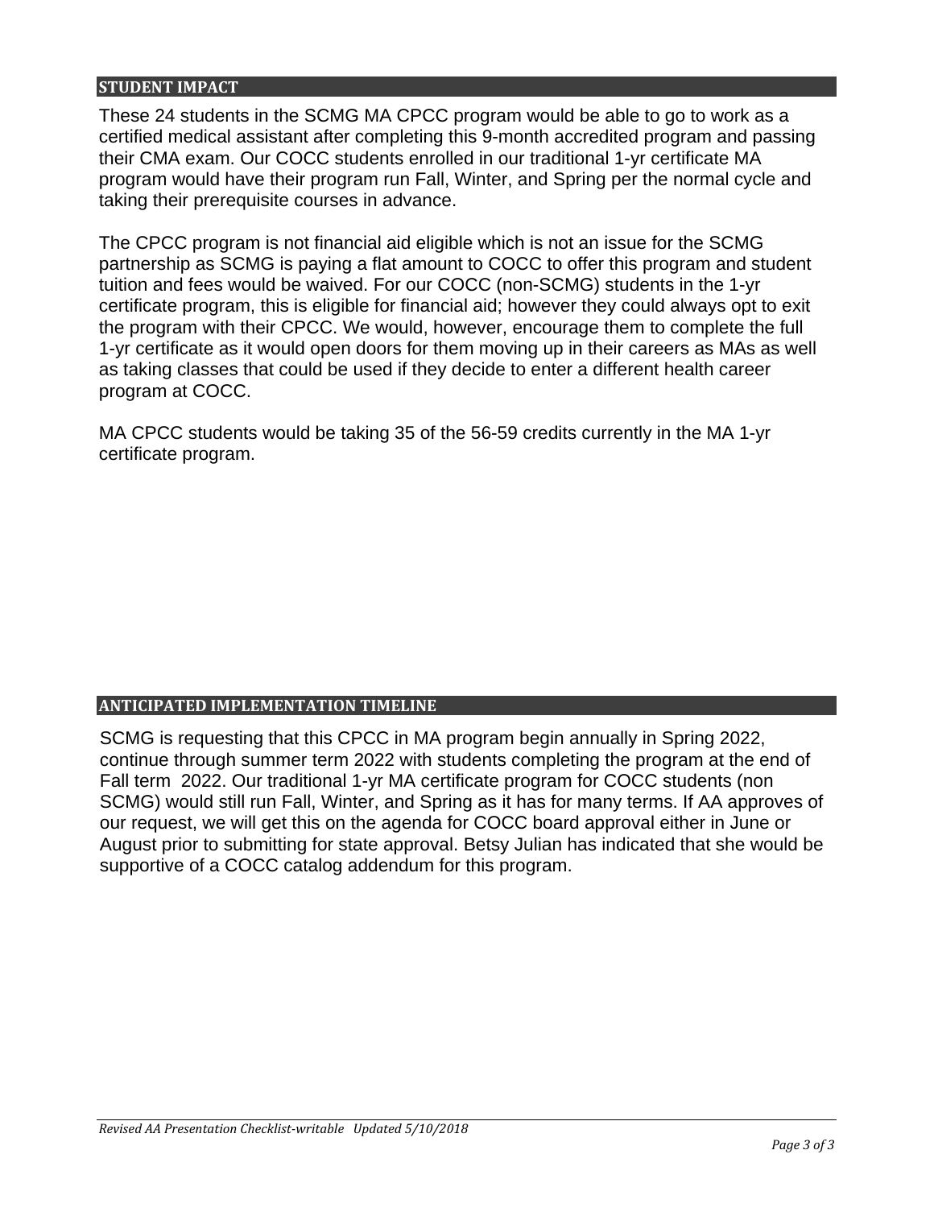## STUDENT IMPACT

These 24 students in the SCMG MA CPCC program would be able to go to work as a certified medical assistant after completing this 9-month accredited program and passing their CMA exam. Our COCC students enrolled in our traditional 1-yr certificate MA program would have their program run Fall, Winter, and Spring per the normal cycle and taking their prerequisite courses in advance.

The CPCC program is not financial aid eligible which is not an issue for the SCMG partnership as SCMG is paying a flat amount to COCC to offer this program and student tuition and fees would be waived. For our COCC (non-SCMG) students in the 1-yr certificate program, this is eligible for financial aid; however they could always opt to exit the program with their CPCC. We would, however, encourage them to complete the full 1-yr certificate as it would open doors for them moving up in their careers as MAs as well as taking classes that could be used if they decide to enter a different health career program at COCC.

MA CPCC students would be taking 35 of the 56-59 credits currently in the MA 1-yr certificate program.

## ANTICIPATED IMPLEMENTATION TIMELINE

SCMG is requesting that this CPCC in MA program begin annually in Spring 2022, continue through summer term 2022 with students completing the program at the end of Fall term 2022. Our traditional 1-yr MA certificate program for COCC students (non SCMG) would still run Fall, Winter, and Spring as it has for many terms. If AA approves of our request, we will get this on the agenda for COCC board approval either in June or August prior to submitting for state approval. Betsy Julian has indicated that she would be supportive of a COCC catalog addendum for this program.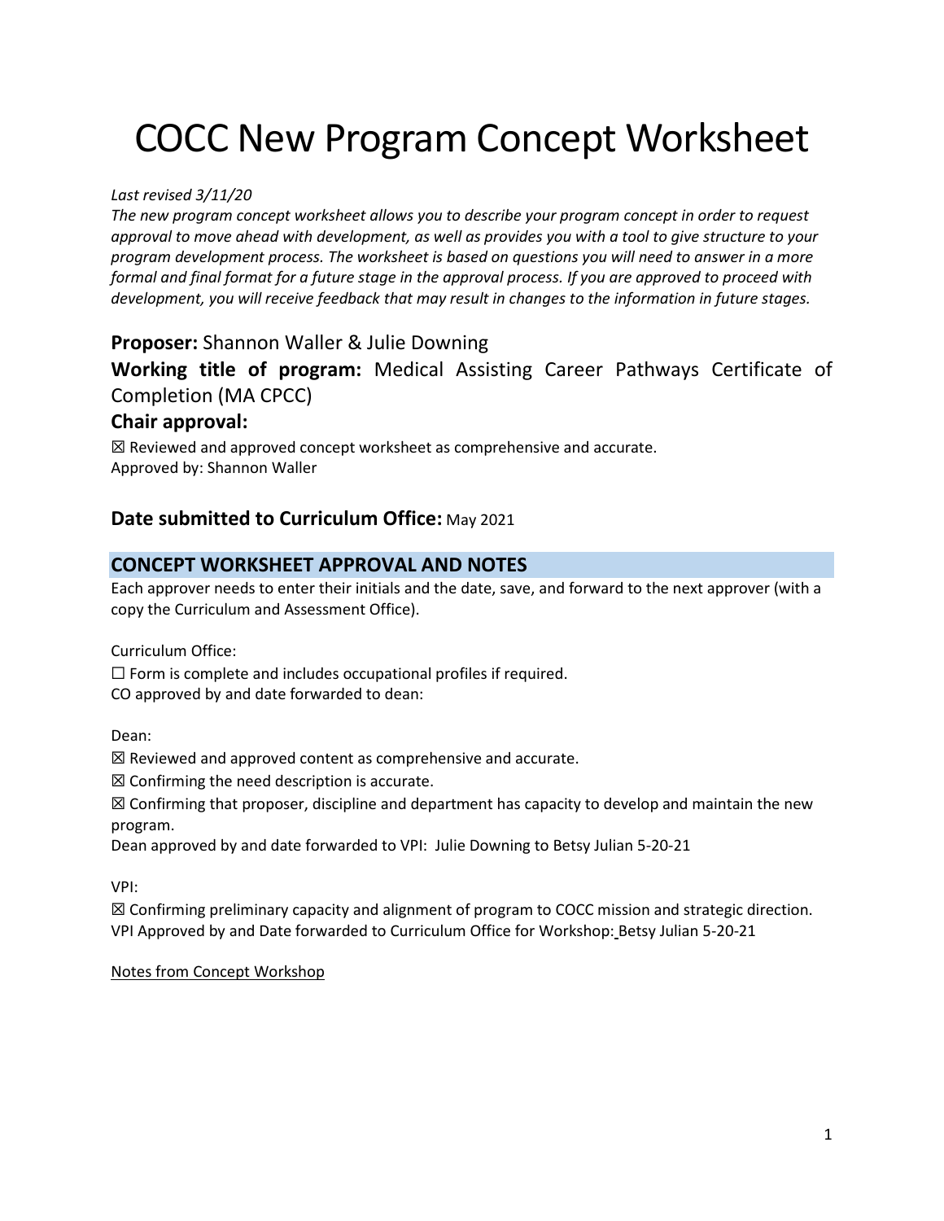# COCC New Program Concept Worksheet

*Last revised 3/11/20*

*The new program concept worksheet allows you to describe your program concept in order to request approval to move ahead with development, as well as provides you with a tool to give structure to your program development process. The worksheet is based on questions you will need to answer in a more formal and final format for a future stage in the approval process. If you are approved to proceed with development, you will receive feedback that may result in changes to the information in future stages.*

### **Proposer:** Shannon Waller & Julie Downing

### **Working title of program:** Medical Assisting Career Pathways Certificate of Completion (MA CPCC)

### **Chair approval:**

☒ Reviewed and approved concept worksheet as comprehensive and accurate.
Approved by: Shannon Waller

### **Date submitted to Curriculum Office:** May 2021

## CONCEPT WORKSHEET APPROVAL AND NOTES

Each approver needs to enter their initials and the date, save, and forward to the next approver (with a copy the Curriculum and Assessment Office).

Curriculum Office:

☐ Form is complete and includes occupational profiles if required.
CO approved by and date forwarded to dean:

Dean:

☒ Reviewed and approved content as comprehensive and accurate.

☒ Confirming the need description is accurate.

☒ Confirming that proposer, discipline and department has capacity to develop and maintain the new program.

Dean approved by and date forwarded to VPI: Julie Downing to Betsy Julian 5-20-21

VPI:

☒ Confirming preliminary capacity and alignment of program to COCC mission and strategic direction.
VPI Approved by and Date forwarded to Curriculum Office for Workshop: Betsy Julian 5-20-21

Notes from Concept Workshop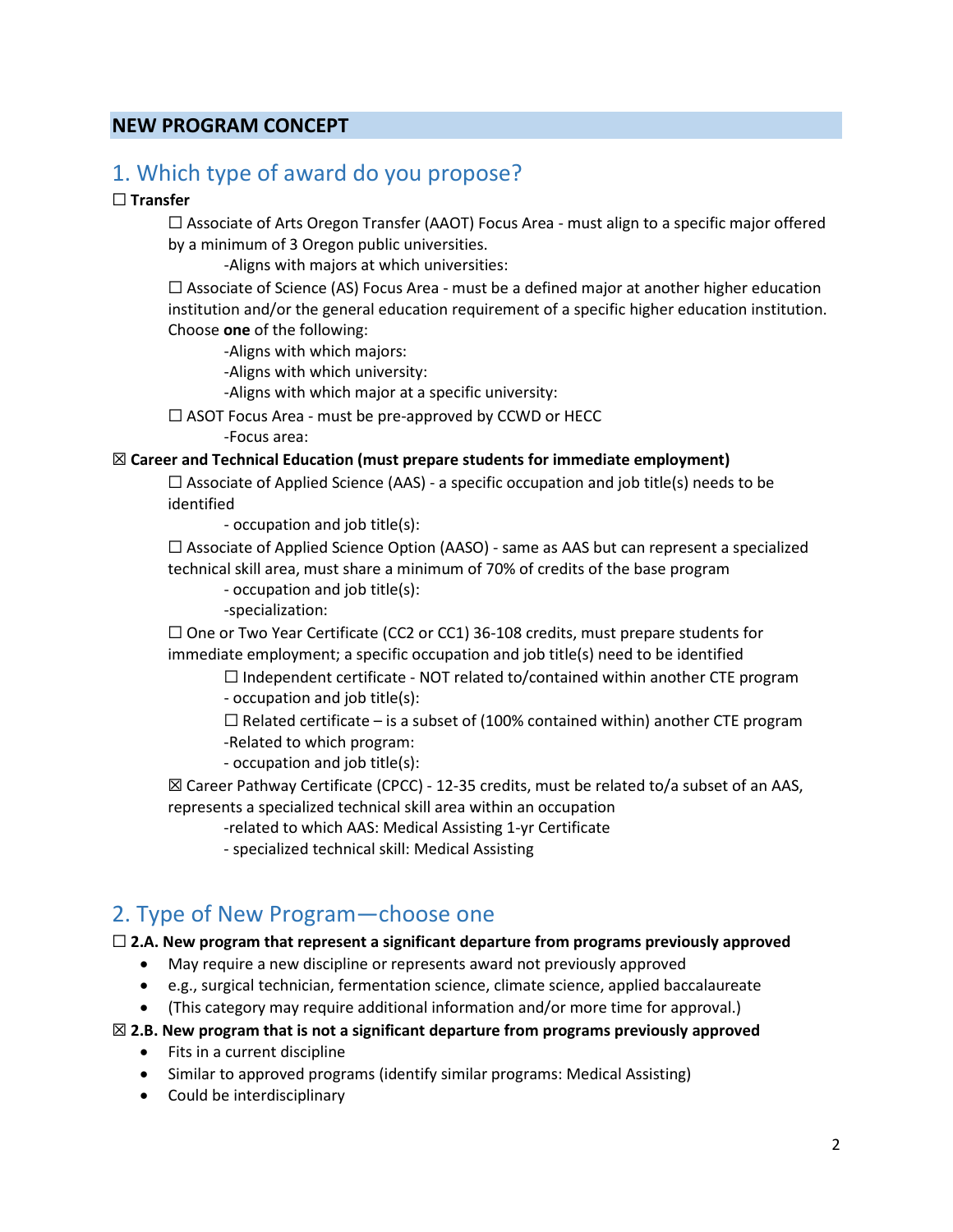## NEW PROGRAM CONCEPT

## 1. Which type of award do you propose?

☐ **Transfer**

☐ Associate of Arts Oregon Transfer (AAOT) Focus Area - must align to a specific major offered by a minimum of 3 Oregon public universities.

-Aligns with majors at which universities:

☐ Associate of Science (AS) Focus Area - must be a defined major at another higher education institution and/or the general education requirement of a specific higher education institution. Choose **one** of the following:

-Aligns with which majors:

-Aligns with which university:

-Aligns with which major at a specific university:

☐ ASOT Focus Area - must be pre-approved by CCWD or HECC

-Focus area:

☒ **Career and Technical Education (must prepare students for immediate employment)**

☐ Associate of Applied Science (AAS) - a specific occupation and job title(s) needs to be identified

- occupation and job title(s):

☐ Associate of Applied Science Option (AASO) - same as AAS but can represent a specialized technical skill area, must share a minimum of 70% of credits of the base program

- occupation and job title(s):

-specialization:

☐ One or Two Year Certificate (CC2 or CC1) 36-108 credits, must prepare students for immediate employment; a specific occupation and job title(s) need to be identified

☐ Independent certificate - NOT related to/contained within another CTE program

- occupation and job title(s):

☐ Related certificate – is a subset of (100% contained within) another CTE program

-Related to which program:

- occupation and job title(s):

☒ Career Pathway Certificate (CPCC) - 12-35 credits, must be related to/a subset of an AAS, represents a specialized technical skill area within an occupation

-related to which AAS: Medical Assisting 1-yr Certificate

- specialized technical skill: Medical Assisting

## 2. Type of New Program—choose one

☐ **2.A. New program that represent a significant departure from programs previously approved**

- May require a new discipline or represents award not previously approved
- e.g., surgical technician, fermentation science, climate science, applied baccalaureate
- (This category may require additional information and/or more time for approval.)

☒ **2.B. New program that is not a significant departure from programs previously approved**

- Fits in a current discipline
- Similar to approved programs (identify similar programs: Medical Assisting)
- Could be interdisciplinary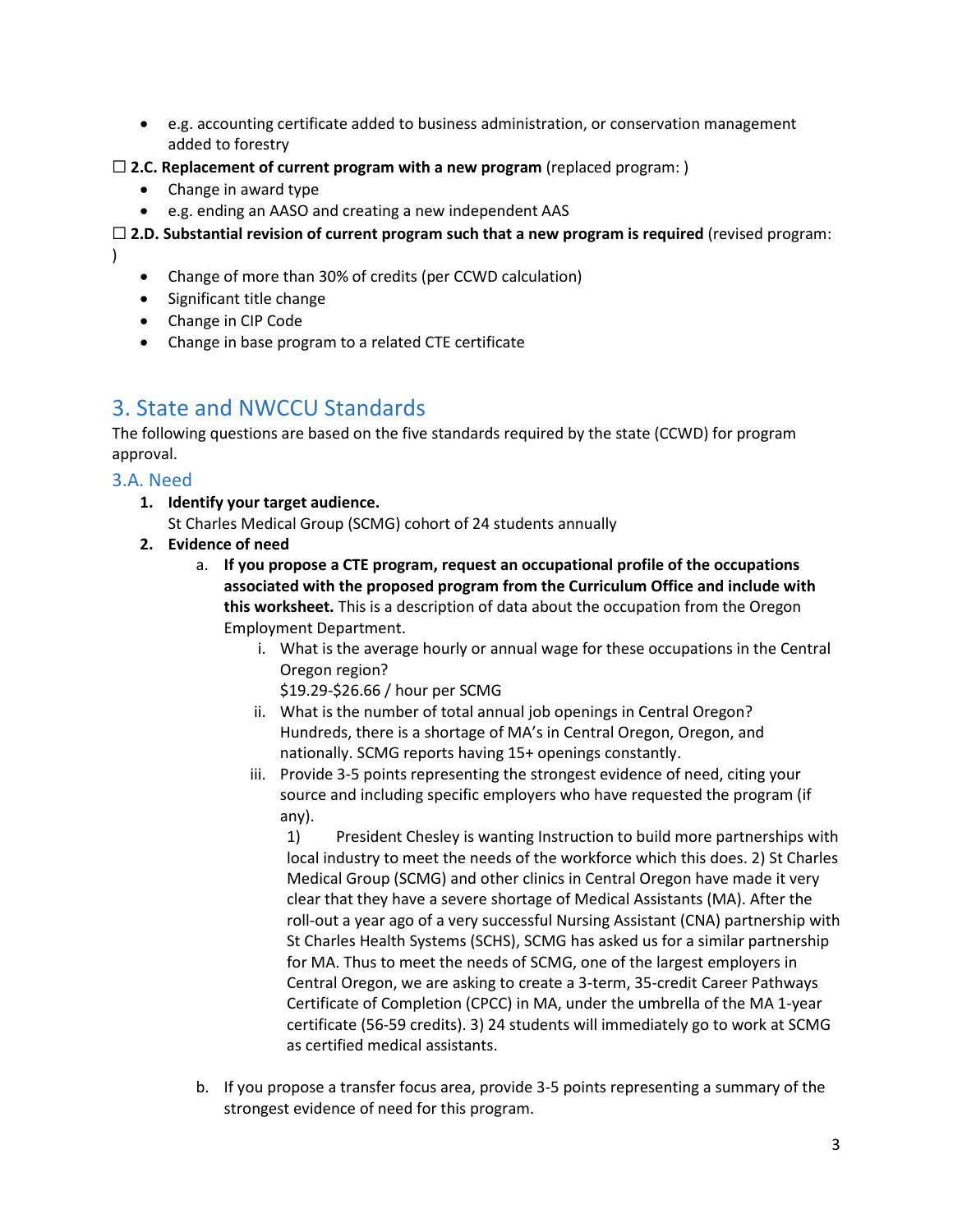- e.g. accounting certificate added to business administration, or conservation management added to forestry

☐ **2.C. Replacement of current program with a new program** (replaced program: )

- Change in award type
- e.g. ending an AASO and creating a new independent AAS

☐ **2.D. Substantial revision of current program such that a new program is required** (revised program: )

- Change of more than 30% of credits (per CCWD calculation)
- Significant title change
- Change in CIP Code
- Change in base program to a related CTE certificate

## 3. State and NWCCU Standards

The following questions are based on the five standards required by the state (CCWD) for program approval.

### 3.A. Need

1. **Identify your target audience.**
   St Charles Medical Group (SCMG) cohort of 24 students annually
2. **Evidence of need**
   a. **If you propose a CTE program, request an occupational profile of the occupations associated with the proposed program from the Curriculum Office and include with this worksheet.** This is a description of data about the occupation from the Oregon Employment Department.
      i. What is the average hourly or annual wage for these occupations in the Central Oregon region?
         $19.29-$26.66 / hour per SCMG
      ii. What is the number of total annual job openings in Central Oregon?
         Hundreds, there is a shortage of MA's in Central Oregon, Oregon, and nationally. SCMG reports having 15+ openings constantly.
      iii. Provide 3-5 points representing the strongest evidence of need, citing your source and including specific employers who have requested the program (if any).
         1) President Chesley is wanting Instruction to build more partnerships with local industry to meet the needs of the workforce which this does. 2) St Charles Medical Group (SCMG) and other clinics in Central Oregon have made it very clear that they have a severe shortage of Medical Assistants (MA). After the roll-out a year ago of a very successful Nursing Assistant (CNA) partnership with St Charles Health Systems (SCHS), SCMG has asked us for a similar partnership for MA. Thus to meet the needs of SCMG, one of the largest employers in Central Oregon, we are asking to create a 3-term, 35-credit Career Pathways Certificate of Completion (CPCC) in MA, under the umbrella of the MA 1-year certificate (56-59 credits). 3) 24 students will immediately go to work at SCMG as certified medical assistants.

   b. If you propose a transfer focus area, provide 3-5 points representing a summary of the strongest evidence of need for this program.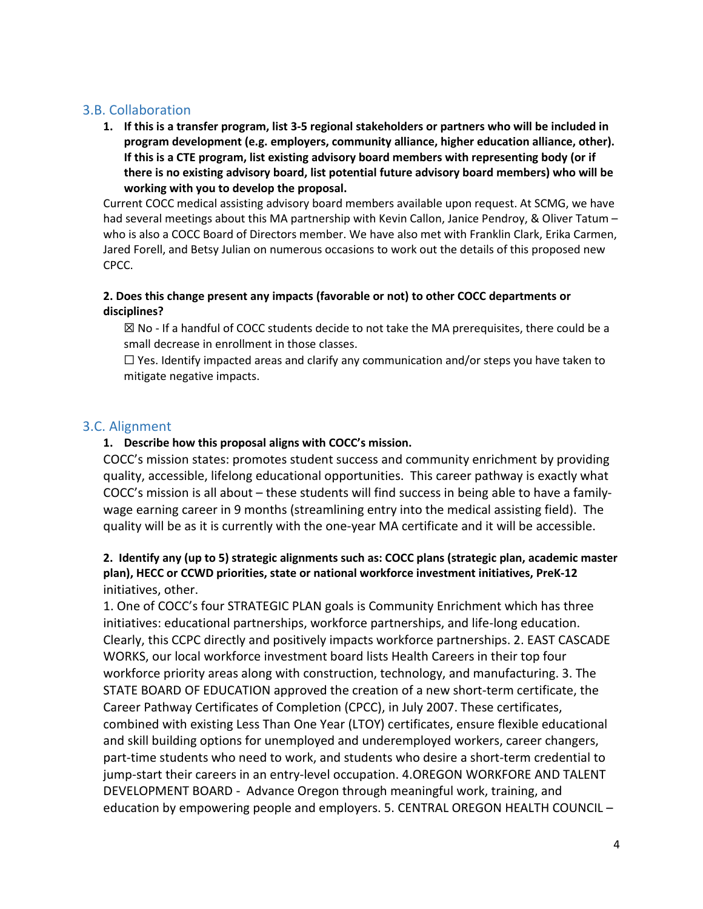## 3.B. Collaboration

1. **If this is a transfer program, list 3-5 regional stakeholders or partners who will be included in program development (e.g. employers, community alliance, higher education alliance, other). If this is a CTE program, list existing advisory board members with representing body (or if there is no existing advisory board, list potential future advisory board members) who will be working with you to develop the proposal.**

Current COCC medical assisting advisory board members available upon request. At SCMG, we have had several meetings about this MA partnership with Kevin Callon, Janice Pendroy, & Oliver Tatum – who is also a COCC Board of Directors member. We have also met with Franklin Clark, Erika Carmen, Jared Forell, and Betsy Julian on numerous occasions to work out the details of this proposed new CPCC.

**2. Does this change present any impacts (favorable or not) to other COCC departments or disciplines?**

☒ No - If a handful of COCC students decide to not take the MA prerequisites, there could be a small decrease in enrollment in those classes.

☐ Yes. Identify impacted areas and clarify any communication and/or steps you have taken to mitigate negative impacts.

## 3.C. Alignment

1. **Describe how this proposal aligns with COCC's mission.**

COCC's mission states: promotes student success and community enrichment by providing quality, accessible, lifelong educational opportunities. This career pathway is exactly what COCC's mission is all about – these students will find success in being able to have a family-wage earning career in 9 months (streamlining entry into the medical assisting field). The quality will be as it is currently with the one-year MA certificate and it will be accessible.

**2. Identify any (up to 5) strategic alignments such as: COCC plans (strategic plan, academic master plan), HECC or CCWD priorities, state or national workforce investment initiatives, PreK-12** initiatives, other.

1. One of COCC's four STRATEGIC PLAN goals is Community Enrichment which has three initiatives: educational partnerships, workforce partnerships, and life-long education. Clearly, this CCPC directly and positively impacts workforce partnerships. 2. EAST CASCADE WORKS, our local workforce investment board lists Health Careers in their top four workforce priority areas along with construction, technology, and manufacturing. 3. The STATE BOARD OF EDUCATION approved the creation of a new short-term certificate, the Career Pathway Certificates of Completion (CPCC), in July 2007. These certificates, combined with existing Less Than One Year (LTOY) certificates, ensure flexible educational and skill building options for unemployed and underemployed workers, career changers, part-time students who need to work, and students who desire a short-term credential to jump-start their careers in an entry-level occupation. 4.OREGON WORKFORE AND TALENT DEVELOPMENT BOARD - Advance Oregon through meaningful work, training, and education by empowering people and employers. 5. CENTRAL OREGON HEALTH COUNCIL –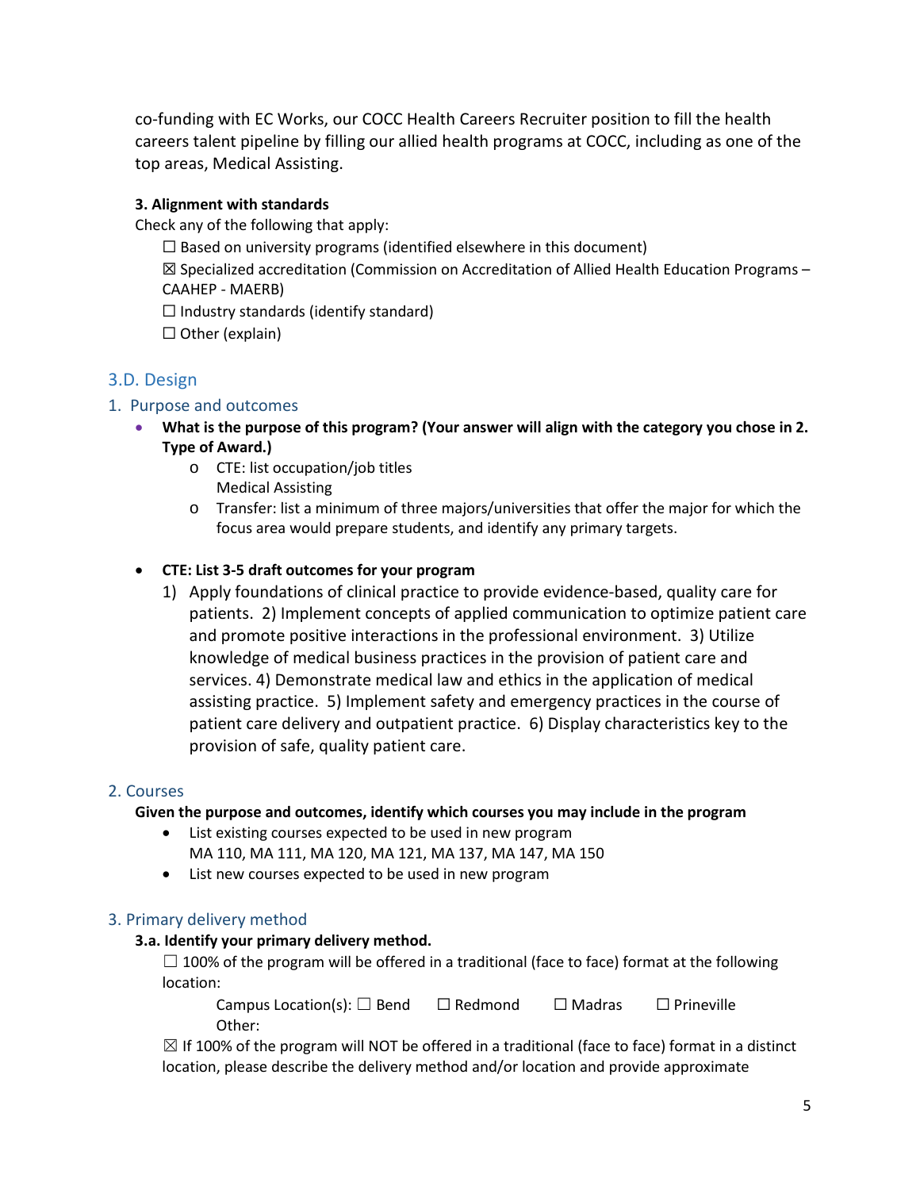co-funding with EC Works, our COCC Health Careers Recruiter position to fill the health careers talent pipeline by filling our allied health programs at COCC, including as one of the top areas, Medical Assisting.

**3. Alignment with standards**

Check any of the following that apply:

☐ Based on university programs (identified elsewhere in this document)

☒ Specialized accreditation (Commission on Accreditation of Allied Health Education Programs – CAAHEP - MAERB)

☐ Industry standards (identify standard)

☐ Other (explain)

## 3.D. Design

### 1. Purpose and outcomes

- **What is the purpose of this program? (Your answer will align with the category you chose in 2. Type of Award.)**
  - CTE: list occupation/job titles
    Medical Assisting
  - Transfer: list a minimum of three majors/universities that offer the major for which the focus area would prepare students, and identify any primary targets.

- **CTE: List 3-5 draft outcomes for your program**
  1) Apply foundations of clinical practice to provide evidence-based, quality care for patients. 2) Implement concepts of applied communication to optimize patient care and promote positive interactions in the professional environment. 3) Utilize knowledge of medical business practices in the provision of patient care and services. 4) Demonstrate medical law and ethics in the application of medical assisting practice. 5) Implement safety and emergency practices in the course of patient care delivery and outpatient practice. 6) Display characteristics key to the provision of safe, quality patient care.

### 2. Courses

**Given the purpose and outcomes, identify which courses you may include in the program**

- List existing courses expected to be used in new program
  MA 110, MA 111, MA 120, MA 121, MA 137, MA 147, MA 150
- List new courses expected to be used in new program

### 3. Primary delivery method

**3.a. Identify your primary delivery method.**

☐ 100% of the program will be offered in a traditional (face to face) format at the following location:

Campus Location(s): ☐ Bend ☐ Redmond ☐ Madras ☐ Prineville
Other:

☒ If 100% of the program will NOT be offered in a traditional (face to face) format in a distinct location, please describe the delivery method and/or location and provide approximate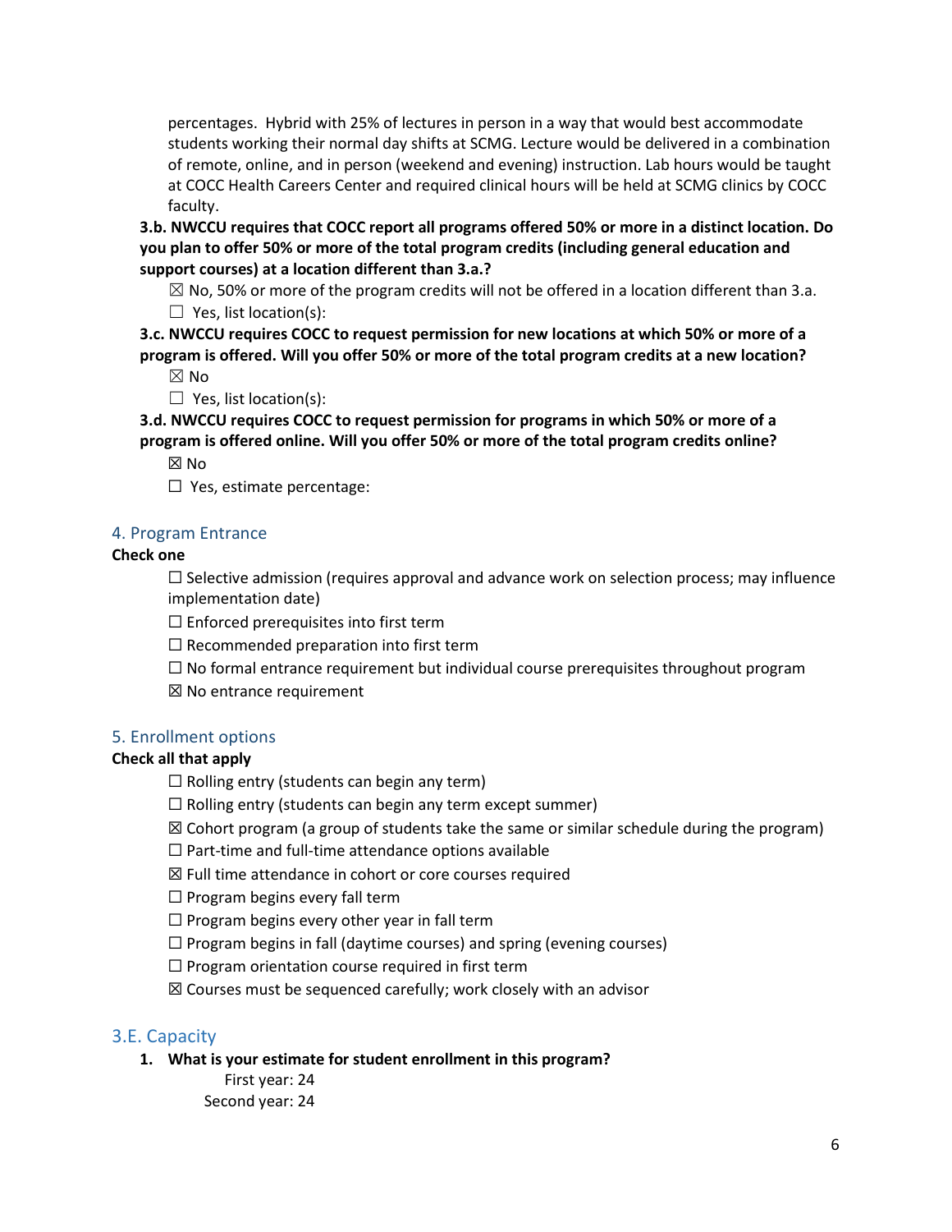percentages. Hybrid with 25% of lectures in person in a way that would best accommodate students working their normal day shifts at SCMG. Lecture would be delivered in a combination of remote, online, and in person (weekend and evening) instruction. Lab hours would be taught at COCC Health Careers Center and required clinical hours will be held at SCMG clinics by COCC faculty.

**3.b. NWCCU requires that COCC report all programs offered 50% or more in a distinct location. Do you plan to offer 50% or more of the total program credits (including general education and support courses) at a location different than 3.a.?**

☒ No, 50% or more of the program credits will not be offered in a location different than 3.a.

☐ Yes, list location(s):

**3.c. NWCCU requires COCC to request permission for new locations at which 50% or more of a program is offered. Will you offer 50% or more of the total program credits at a new location?**

☒ No

☐ Yes, list location(s):

**3.d. NWCCU requires COCC to request permission for programs in which 50% or more of a program is offered online. Will you offer 50% or more of the total program credits online?**

☒ No

☐ Yes, estimate percentage:

## 4. Program Entrance

**Check one**

☐ Selective admission (requires approval and advance work on selection process; may influence implementation date)

☐ Enforced prerequisites into first term

☐ Recommended preparation into first term

☐ No formal entrance requirement but individual course prerequisites throughout program

☒ No entrance requirement

## 5. Enrollment options

**Check all that apply**

☐ Rolling entry (students can begin any term)

☐ Rolling entry (students can begin any term except summer)

☒ Cohort program (a group of students take the same or similar schedule during the program)

☐ Part-time and full-time attendance options available

☒ Full time attendance in cohort or core courses required

☐ Program begins every fall term

☐ Program begins every other year in fall term

☐ Program begins in fall (daytime courses) and spring (evening courses)

☐ Program orientation course required in first term

☒ Courses must be sequenced carefully; work closely with an advisor

## 3.E. Capacity

1. **What is your estimate for student enrollment in this program?**

   First year: 24

   Second year: 24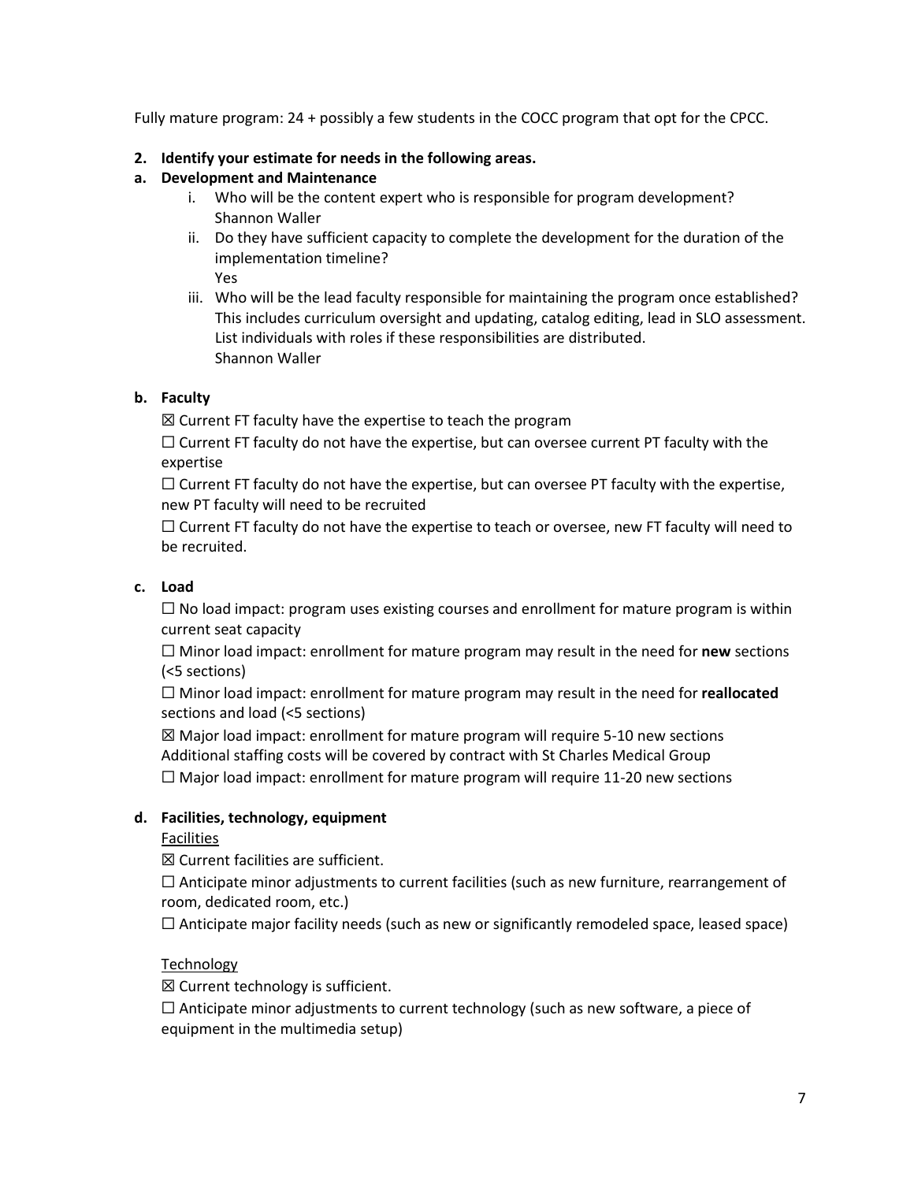Fully mature program: 24 + possibly a few students in the COCC program that opt for the CPCC.

**2. Identify your estimate for needs in the following areas.**

**a. Development and Maintenance**

i. Who will be the content expert who is responsible for program development?
Shannon Waller

ii. Do they have sufficient capacity to complete the development for the duration of the implementation timeline?
Yes

iii. Who will be the lead faculty responsible for maintaining the program once established? This includes curriculum oversight and updating, catalog editing, lead in SLO assessment. List individuals with roles if these responsibilities are distributed.
Shannon Waller

**b. Faculty**

☒ Current FT faculty have the expertise to teach the program

☐ Current FT faculty do not have the expertise, but can oversee current PT faculty with the expertise

☐ Current FT faculty do not have the expertise, but can oversee PT faculty with the expertise, new PT faculty will need to be recruited

☐ Current FT faculty do not have the expertise to teach or oversee, new FT faculty will need to be recruited.

**c. Load**

☐ No load impact: program uses existing courses and enrollment for mature program is within current seat capacity

☐ Minor load impact: enrollment for mature program may result in the need for **new** sections (<5 sections)

☐ Minor load impact: enrollment for mature program may result in the need for **reallocated** sections and load (<5 sections)

☒ Major load impact: enrollment for mature program will require 5-10 new sections
Additional staffing costs will be covered by contract with St Charles Medical Group

☐ Major load impact: enrollment for mature program will require 11-20 new sections

**d. Facilities, technology, equipment**

Facilities

☒ Current facilities are sufficient.

☐ Anticipate minor adjustments to current facilities (such as new furniture, rearrangement of room, dedicated room, etc.)

☐ Anticipate major facility needs (such as new or significantly remodeled space, leased space)

Technology

☒ Current technology is sufficient.

☐ Anticipate minor adjustments to current technology (such as new software, a piece of equipment in the multimedia setup)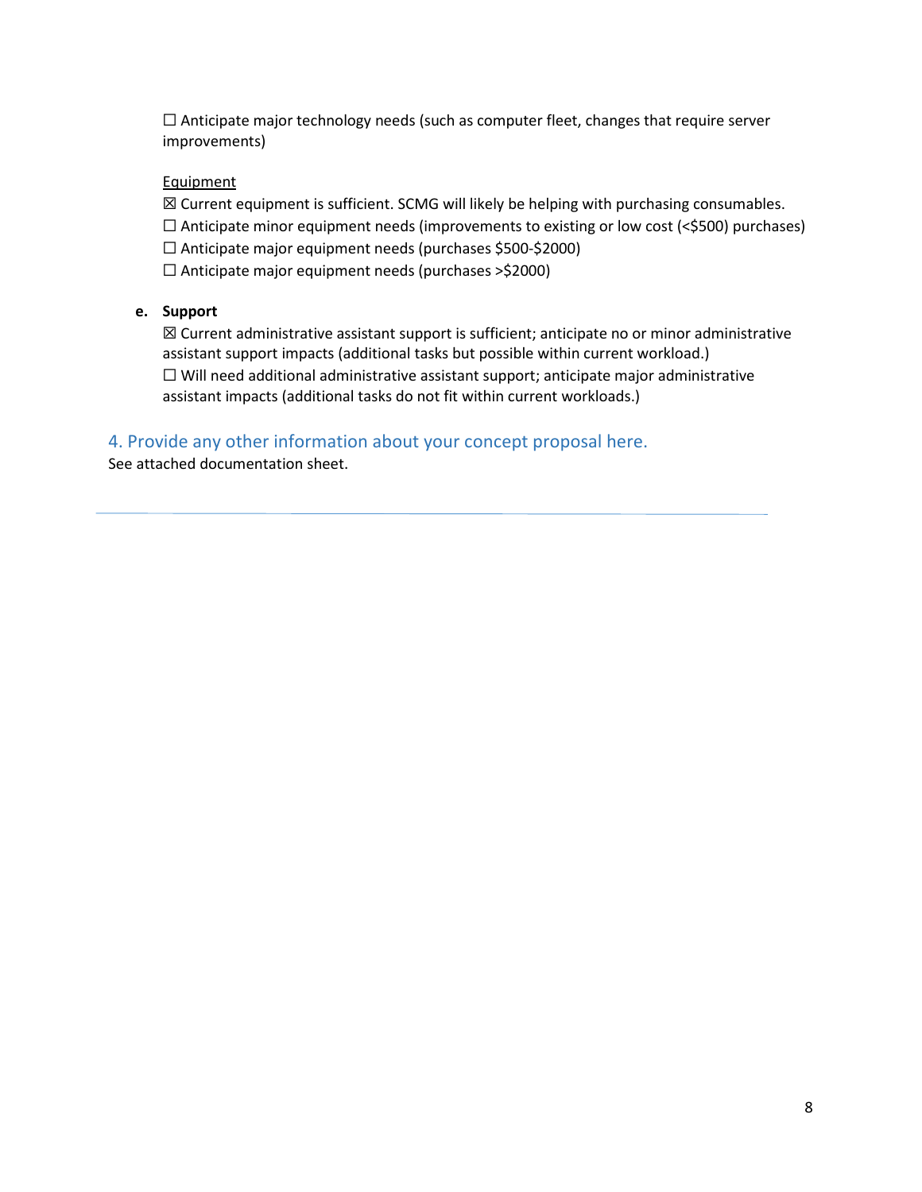☐ Anticipate major technology needs (such as computer fleet, changes that require server improvements)

<u>Equipment</u>

☒ Current equipment is sufficient. SCMG will likely be helping with purchasing consumables.
☐ Anticipate minor equipment needs (improvements to existing or low cost (<$500) purchases)
☐ Anticipate major equipment needs (purchases $500-$2000)
☐ Anticipate major equipment needs (purchases >$2000)

**e. Support**

☒ Current administrative assistant support is sufficient; anticipate no or minor administrative assistant support impacts (additional tasks but possible within current workload.)
☐ Will need additional administrative assistant support; anticipate major administrative assistant impacts (additional tasks do not fit within current workloads.)

## 4. Provide any other information about your concept proposal here.

See attached documentation sheet.

---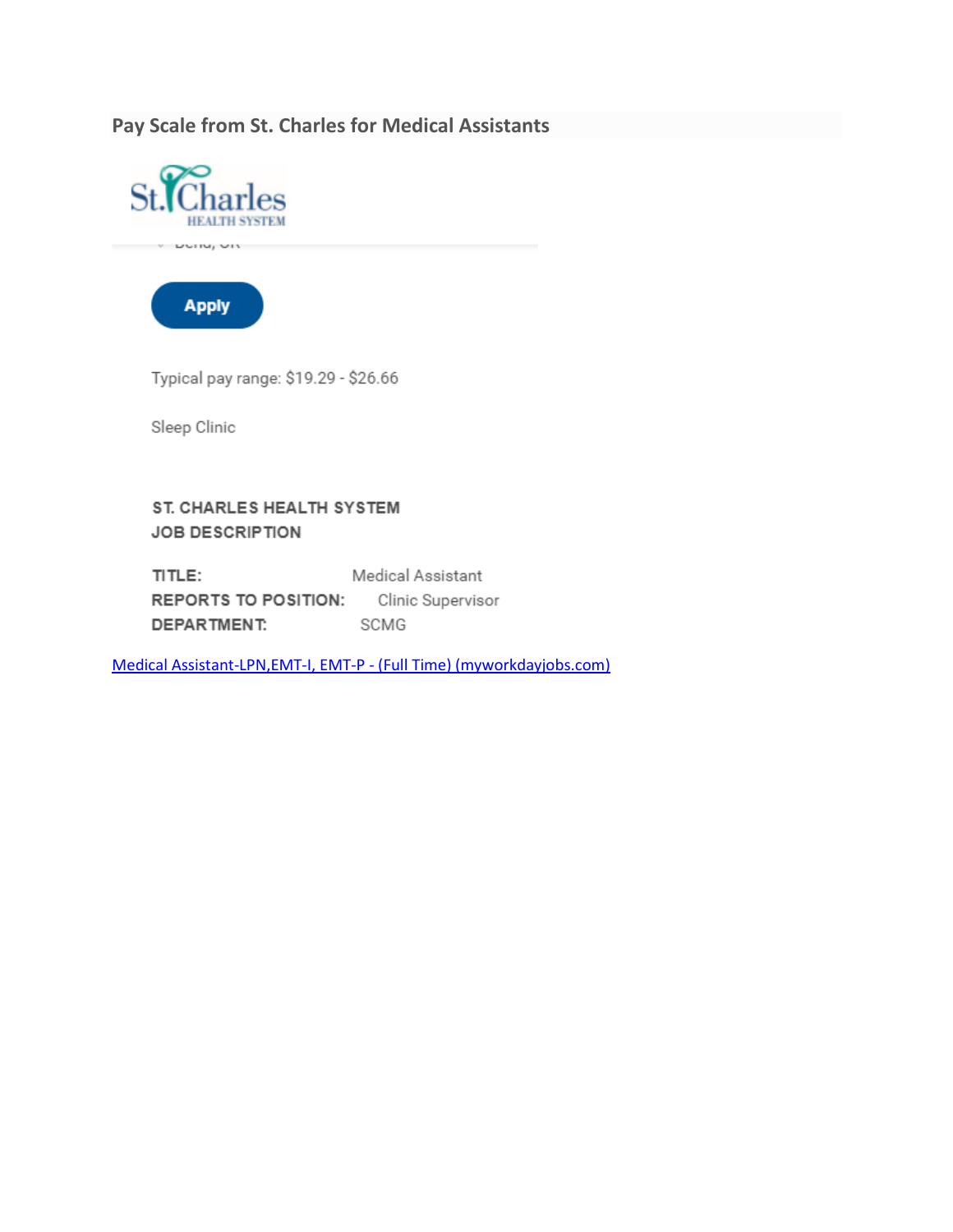## Pay Scale from St. Charles for Medical Assistants

St. Charles HEALTH SYSTEM

Bend, OR

Apply

Typical pay range: $19.29 - $26.66

Sleep Clinic

**ST. CHARLES HEALTH SYSTEM**
**JOB DESCRIPTION**

**TITLE:** Medical Assistant
**REPORTS TO POSITION:** Clinic Supervisor
**DEPARTMENT:** SCMG

Medical Assistant-LPN,EMT-I, EMT-P - (Full Time) (myworkdayjobs.com)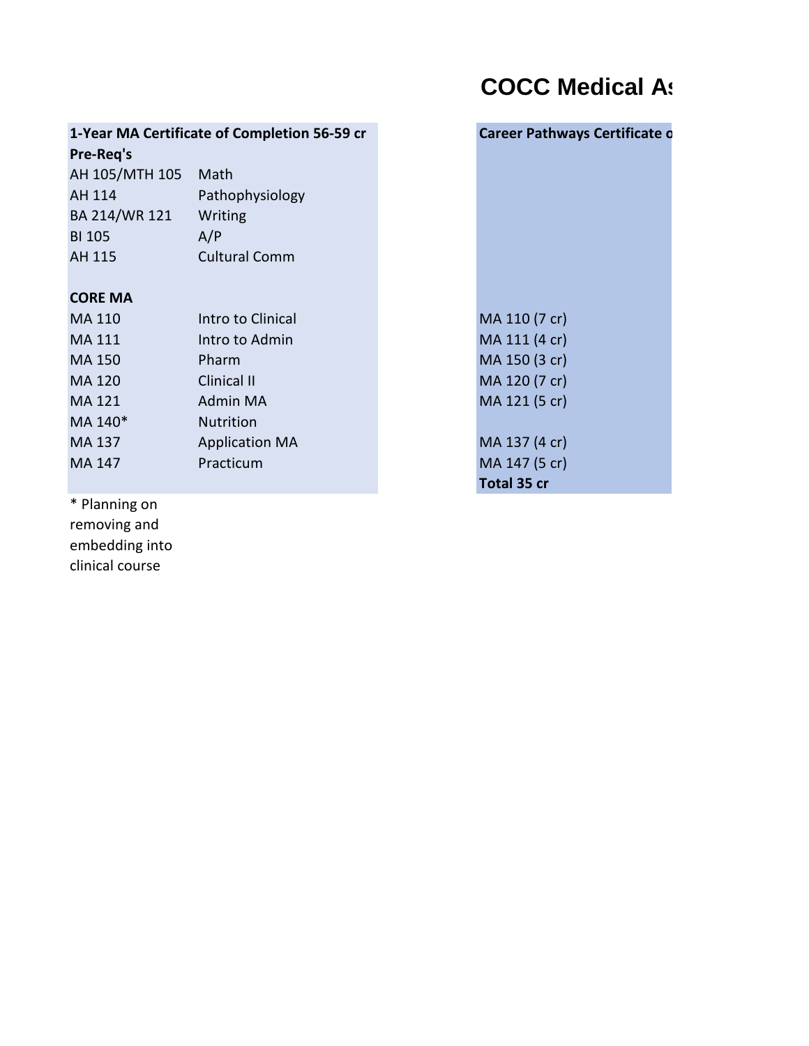# COCC Medical As

| 1-Year MA Certificate of Completion 56-59 cr | | | Career Pathways Certificate o |
|---|---|---|---|
| **Pre-Req's** | | | |
| AH 105/MTH 105 | Math | | |
| AH 114 | Pathophysiology | | |
| BA 214/WR 121 | Writing | | |
| BI 105 | A/P | | |
| AH 115 | Cultural Comm | | |
| | | | |
| **CORE MA** | | | |
| MA 110 | Intro to Clinical | | MA 110 (7 cr) |
| MA 111 | Intro to Admin | | MA 111 (4 cr) |
| MA 150 | Pharm | | MA 150 (3 cr) |
| MA 120 | Clinical II | | MA 120 (7 cr) |
| MA 121 | Admin MA | | MA 121 (5 cr) |
| MA 140* | Nutrition | | |
| MA 137 | Application MA | | MA 137 (4 cr) |
| MA 147 | Practicum | | MA 147 (5 cr) |
| | | | **Total 35 cr** |

* Planning on removing and embedding into clinical course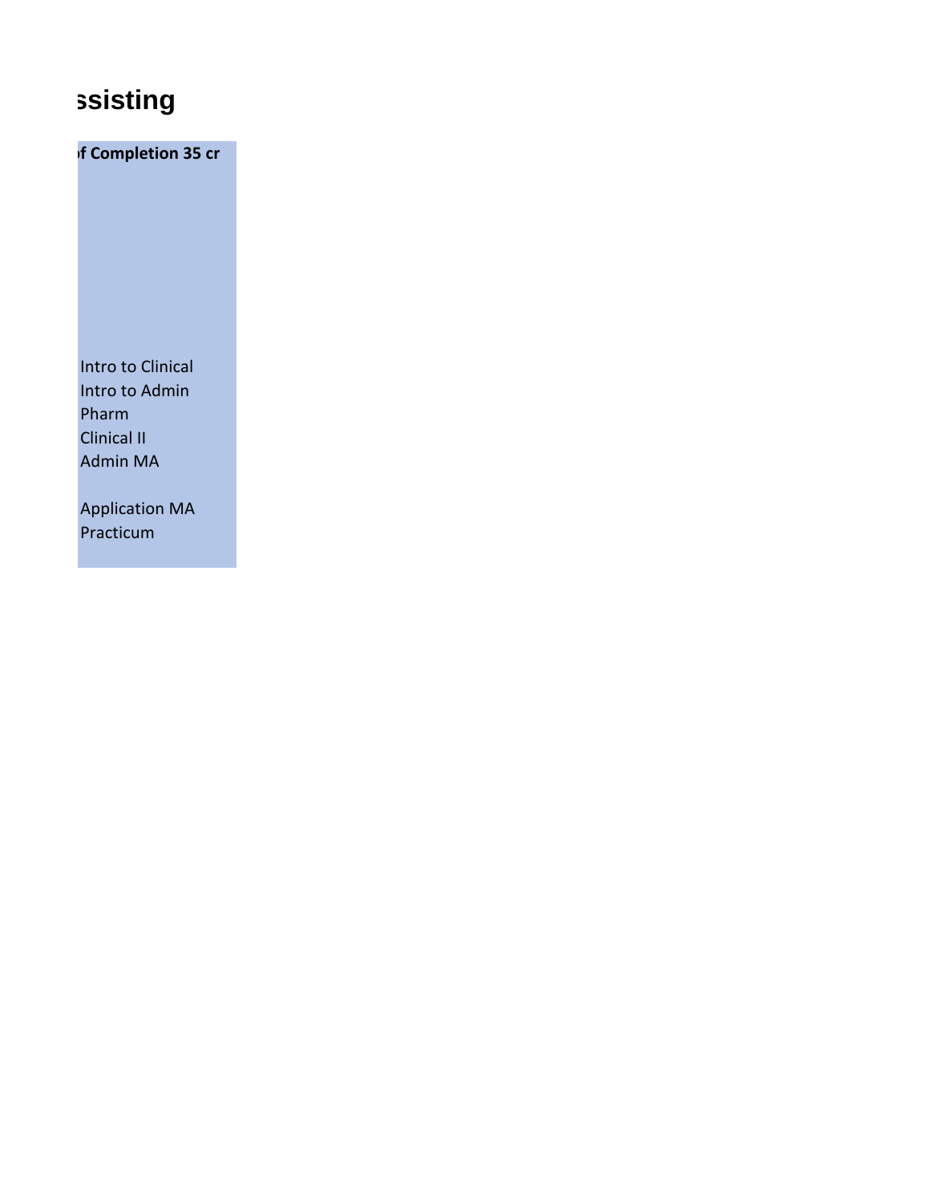# ssisting

**f Completion 35 cr**

Intro to Clinical
Intro to Admin
Pharm
Clinical II
Admin MA

Application MA
Practicum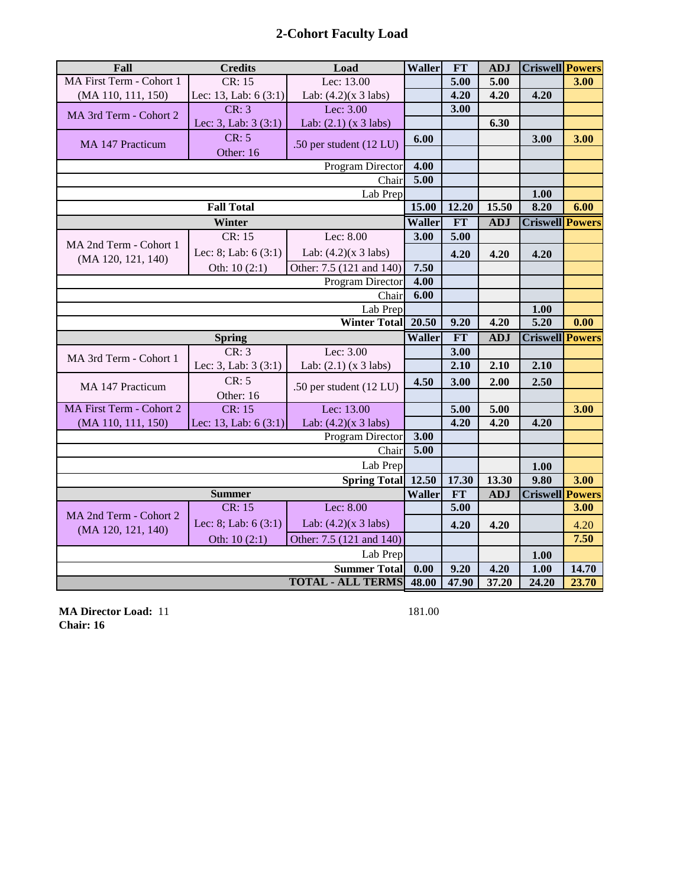# 2-Cohort Faculty Load

| Fall | Credits | Load | Waller | FT | ADJ | Criswell | Powers |
|---|---|---|---|---|---|---|---|
| MA First Term - Cohort 1 | CR: 15 | Lec: 13.00 | | 5.00 | 5.00 | | 3.00 |
| (MA 110, 111, 150) | Lec: 13, Lab: 6 (3:1) | Lab: (4.2)(x 3 labs) | | 4.20 | 4.20 | 4.20 | |
| MA 3rd Term - Cohort 2 | CR: 3 | Lec: 3.00 | | 3.00 | | | |
| | Lec: 3, Lab: 3 (3:1) | Lab: (2.1) (x 3 labs) | | | 6.30 | | |
| MA 147 Practicum | CR: 5 | .50 per student (12 LU) | 6.00 | | | 3.00 | 3.00 |
| | Other: 16 | | | | | | |
| | | Program Director | 4.00 | | | | |
| | | Chair | 5.00 | | | | |
| | | Lab Prep | | | | 1.00 | |
| | Fall Total | | 15.00 | 12.20 | 15.50 | 8.20 | 6.00 |
| | Winter | | Waller | FT | ADJ | Criswell | Powers |
| MA 2nd Term - Cohort 1 | CR: 15 | Lec: 8.00 | 3.00 | 5.00 | | | |
| (MA 120, 121, 140) | Lec: 8; Lab: 6 (3:1) | Lab: (4.2)(x 3 labs) | | 4.20 | 4.20 | 4.20 | |
| | Oth: 10 (2:1) | Other: 7.5 (121 and 140) | 7.50 | | | | |
| | | Program Director | 4.00 | | | | |
| | | Chair | 6.00 | | | | |
| | | Lab Prep | | | | 1.00 | |
| | | Winter Total | 20.50 | 9.20 | 4.20 | 5.20 | 0.00 |
| | Spring | | Waller | FT | ADJ | Criswell | Powers |
| MA 3rd Term - Cohort 1 | CR: 3 | Lec: 3.00 | | 3.00 | | | |
| | Lec: 3, Lab: 3 (3:1) | Lab: (2.1) (x 3 labs) | | 2.10 | 2.10 | 2.10 | |
| MA 147 Practicum | CR: 5 | .50 per student (12 LU) | 4.50 | 3.00 | 2.00 | 2.50 | |
| | Other: 16 | | | | | | |
| MA First Term - Cohort 2 | CR: 15 | Lec: 13.00 | | 5.00 | 5.00 | | 3.00 |
| (MA 110, 111, 150) | Lec: 13, Lab: 6 (3:1) | Lab: (4.2)(x 3 labs) | | 4.20 | 4.20 | 4.20 | |
| | | Program Director | 3.00 | | | | |
| | | Chair | 5.00 | | | | |
| | | Lab Prep | | | | 1.00 | |
| | | Spring Total | 12.50 | 17.30 | 13.30 | 9.80 | 3.00 |
| | Summer | | Waller | FT | ADJ | Criswell | Powers |
| MA 2nd Term - Cohort 2 | CR: 15 | Lec: 8.00 | | 5.00 | | | 3.00 |
| (MA 120, 121, 140) | Lec: 8; Lab: 6 (3:1) | Lab: (4.2)(x 3 labs) | | 4.20 | 4.20 | | 4.20 |
| | Oth: 10 (2:1) | Other: 7.5 (121 and 140) | | | | | 7.50 |
| | | Lab Prep | | | | 1.00 | |
| | | Summer Total | 0.00 | 9.20 | 4.20 | 1.00 | 14.70 |
| | | TOTAL - ALL TERMS | 48.00 | 47.90 | 37.20 | 24.20 | 23.70 |

**MA Director Load:** 11
**Chair: 16**

181.00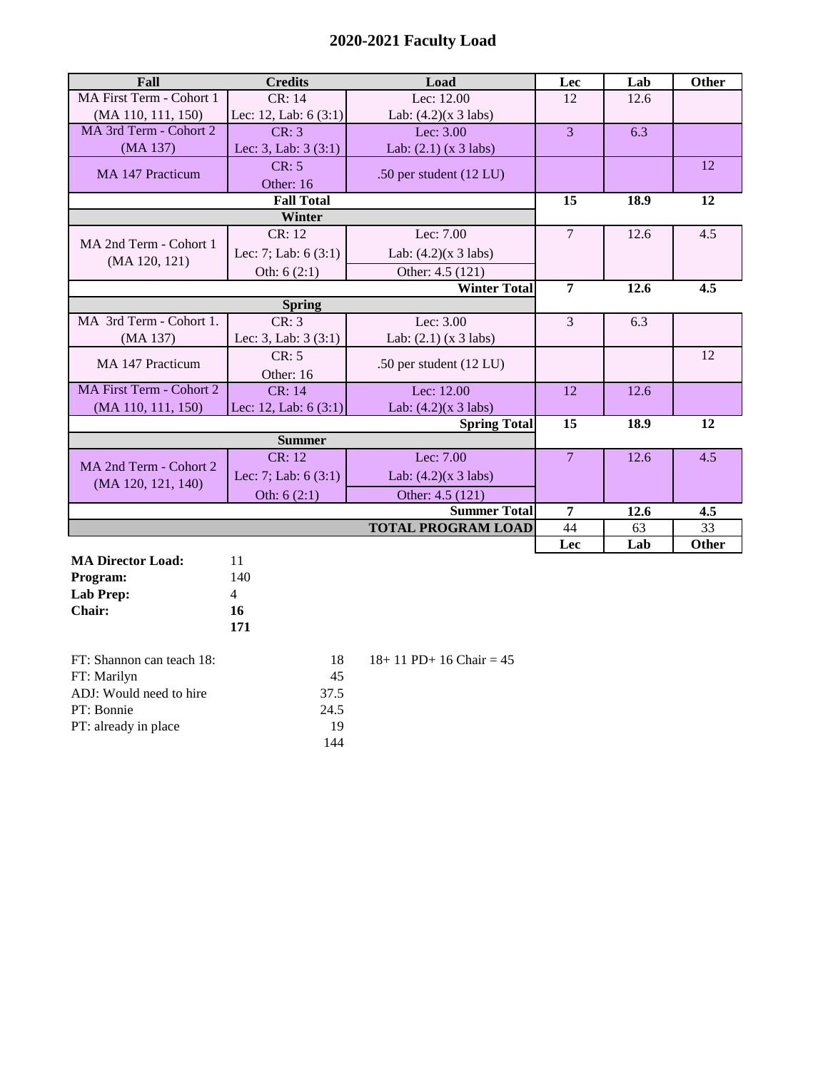# 2020-2021 Faculty Load

| Fall | Credits | Load | Lec | Lab | Other |
|---|---|---|---|---|---|
| MA First Term - Cohort 1 (MA 110, 111, 150) | CR: 14 Lec: 12, Lab: 6 (3:1) | Lec: 12.00 Lab: (4.2)(x 3 labs) | 12 | 12.6 | |
| MA 3rd Term - Cohort 2 (MA 137) | CR: 3 Lec: 3, Lab: 3 (3:1) | Lec: 3.00 Lab: (2.1) (x 3 labs) | 3 | 6.3 | |
| MA 147 Practicum | CR: 5 Other: 16 | .50 per student (12 LU) | | | 12 |
| | **Fall Total** | | **15** | **18.9** | **12** |
| | **Winter** | | | | |
| MA 2nd Term - Cohort 1 (MA 120, 121) | CR: 12 Lec: 7; Lab: 6 (3:1) Oth: 6 (2:1) | Lec: 7.00 Lab: (4.2)(x 3 labs) Other: 4.5 (121) | 7 | 12.6 | 4.5 |
| | | **Winter Total** | **7** | **12.6** | **4.5** |
| | **Spring** | | | | |
| MA 3rd Term - Cohort 1. (MA 137) | CR: 3 Lec: 3, Lab: 3 (3:1) | Lec: 3.00 Lab: (2.1) (x 3 labs) | 3 | 6.3 | |
| MA 147 Practicum | CR: 5 Other: 16 | .50 per student (12 LU) | | | 12 |
| MA First Term - Cohort 2 (MA 110, 111, 150) | CR: 14 Lec: 12, Lab: 6 (3:1) | Lec: 12.00 Lab: (4.2)(x 3 labs) | 12 | 12.6 | |
| | | **Spring Total** | **15** | **18.9** | **12** |
| | **Summer** | | | | |
| MA 2nd Term - Cohort 2 (MA 120, 121, 140) | CR: 12 Lec: 7; Lab: 6 (3:1) Oth: 6 (2:1) | Lec: 7.00 Lab: (4.2)(x 3 labs) Other: 4.5 (121) | 7 | 12.6 | 4.5 |
| | | **Summer Total** | **7** | **12.6** | **4.5** |
| | | **TOTAL PROGRAM LOAD** | 44 | 63 | 33 |
| | | | **Lec** | **Lab** | **Other** |

| | |
|---|---|
| **MA Director Load:** | 11 |
| **Program:** | 140 |
| **Lab Prep:** | 4 |
| **Chair:** | **16** |
| | **171** |

| | | |
|---|---|---|
| FT: Shannon can teach 18: | 18 | 18+ 11 PD+ 16 Chair = 45 |
| FT: Marilyn | 45 | |
| ADJ: Would need to hire | 37.5 | |
| PT: Bonnie | 24.5 | |
| PT: already in place | 19 | |
| | 144 | |